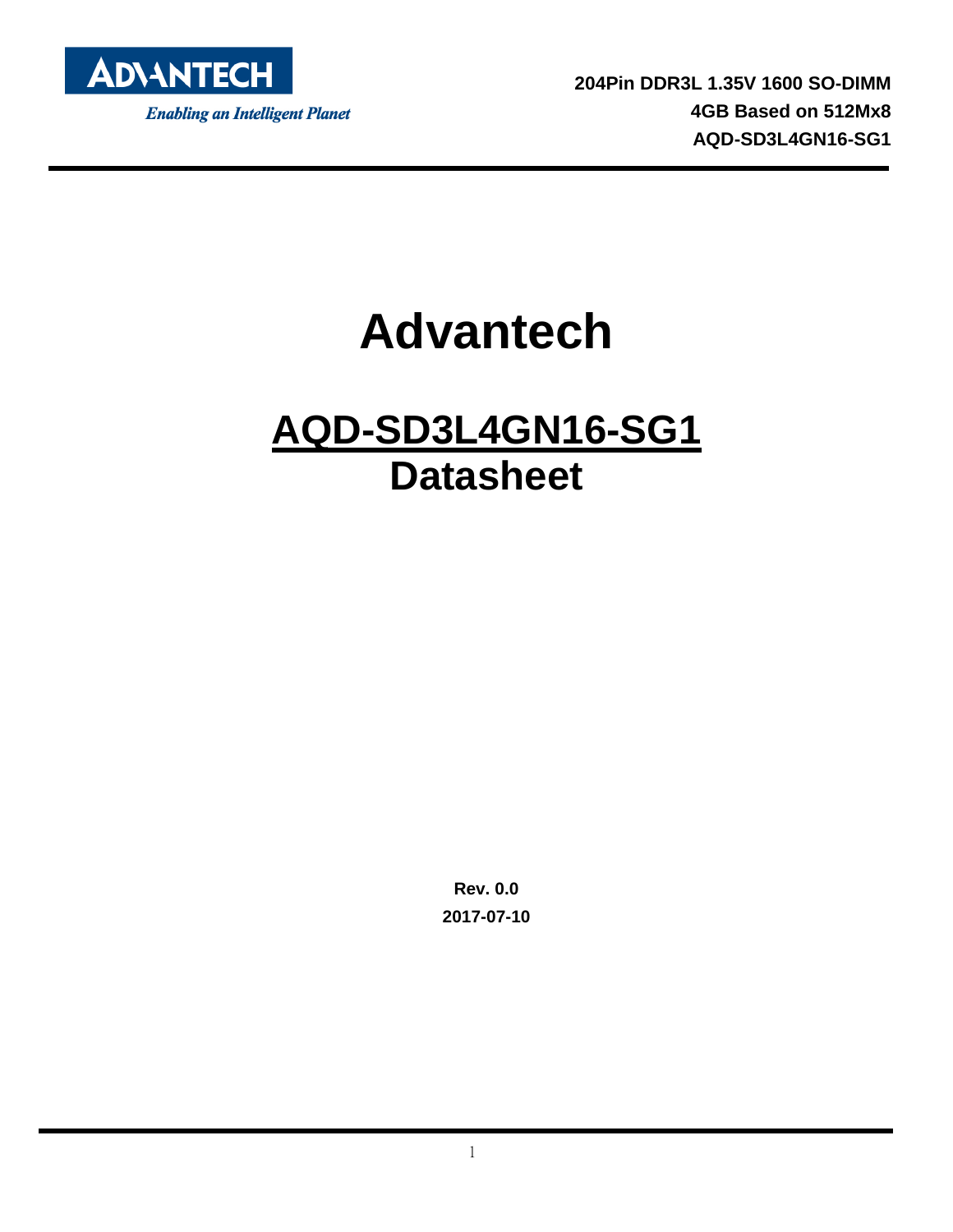**204Pin DDR3L 1.35V 1600 SO-DIMM**
**4GB Based on 512Mx8**
**AQD-SD3L4GN16-SG1**

# Advantech

## <u>AQD-SD3L4GN16-SG1</u>
## Datasheet

**Rev. 0.0**
**2017-07-10**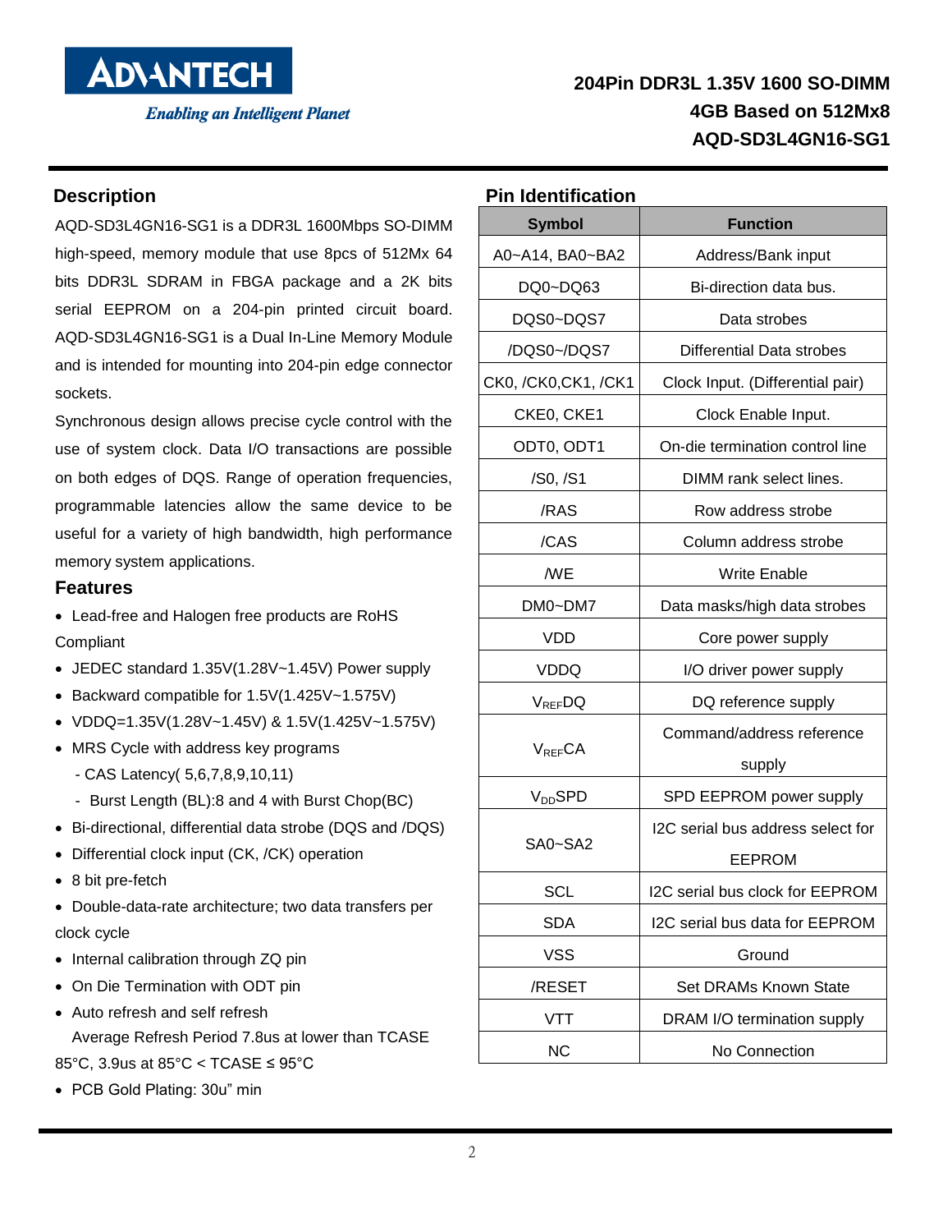# 204Pin DDR3L 1.35V 1600 SO-DIMM
# 4GB Based on 512Mx8
# AQD-SD3L4GN16-SG1

## Description

AQD-SD3L4GN16-SG1 is a DDR3L 1600Mbps SO-DIMM high-speed, memory module that use 8pcs of 512Mx 64 bits DDR3L SDRAM in FBGA package and a 2K bits serial EEPROM on a 204-pin printed circuit board. AQD-SD3L4GN16-SG1 is a Dual In-Line Memory Module and is intended for mounting into 204-pin edge connector sockets.

Synchronous design allows precise cycle control with the use of system clock. Data I/O transactions are possible on both edges of DQS. Range of operation frequencies, programmable latencies allow the same device to be useful for a variety of high bandwidth, high performance memory system applications.

## Features

- Lead-free and Halogen free products are RoHS Compliant
- JEDEC standard 1.35V(1.28V~1.45V) Power supply
- Backward compatible for 1.5V(1.425V~1.575V)
- VDDQ=1.35V(1.28V~1.45V) & 1.5V(1.425V~1.575V)
- MRS Cycle with address key programs
  - CAS Latency( 5,6,7,8,9,10,11)
  - Burst Length (BL):8 and 4 with Burst Chop(BC)
- Bi-directional, differential data strobe (DQS and /DQS)
- Differential clock input (CK, /CK) operation
- 8 bit pre-fetch
- Double-data-rate architecture; two data transfers per clock cycle
- Internal calibration through ZQ pin
- On Die Termination with ODT pin
- Auto refresh and self refresh
  Average Refresh Period 7.8us at lower than TCASE 85°C, 3.9us at 85°C < TCASE ≤ 95°C
- PCB Gold Plating: 30u" min

## Pin Identification

| Symbol | Function |
|---|---|
| A0~A14, BA0~BA2 | Address/Bank input |
| DQ0~DQ63 | Bi-direction data bus. |
| DQS0~DQS7 | Data strobes |
| /DQS0~/DQS7 | Differential Data strobes |
| CK0, /CK0,CK1, /CK1 | Clock Input. (Differential pair) |
| CKE0, CKE1 | Clock Enable Input. |
| ODT0, ODT1 | On-die termination control line |
| /S0, /S1 | DIMM rank select lines. |
| /RAS | Row address strobe |
| /CAS | Column address strobe |
| /WE | Write Enable |
| DM0~DM7 | Data masks/high data strobes |
| VDD | Core power supply |
| VDDQ | I/O driver power supply |
| $V_{REF}$DQ | DQ reference supply |
| $V_{REF}$CA | Command/address reference supply |
| $V_{DD}$SPD | SPD EEPROM power supply |
| SA0~SA2 | I2C serial bus address select for EEPROM |
| SCL | I2C serial bus clock for EEPROM |
| SDA | I2C serial bus data for EEPROM |
| VSS | Ground |
| /RESET | Set DRAMs Known State |
| VTT | DRAM I/O termination supply |
| NC | No Connection |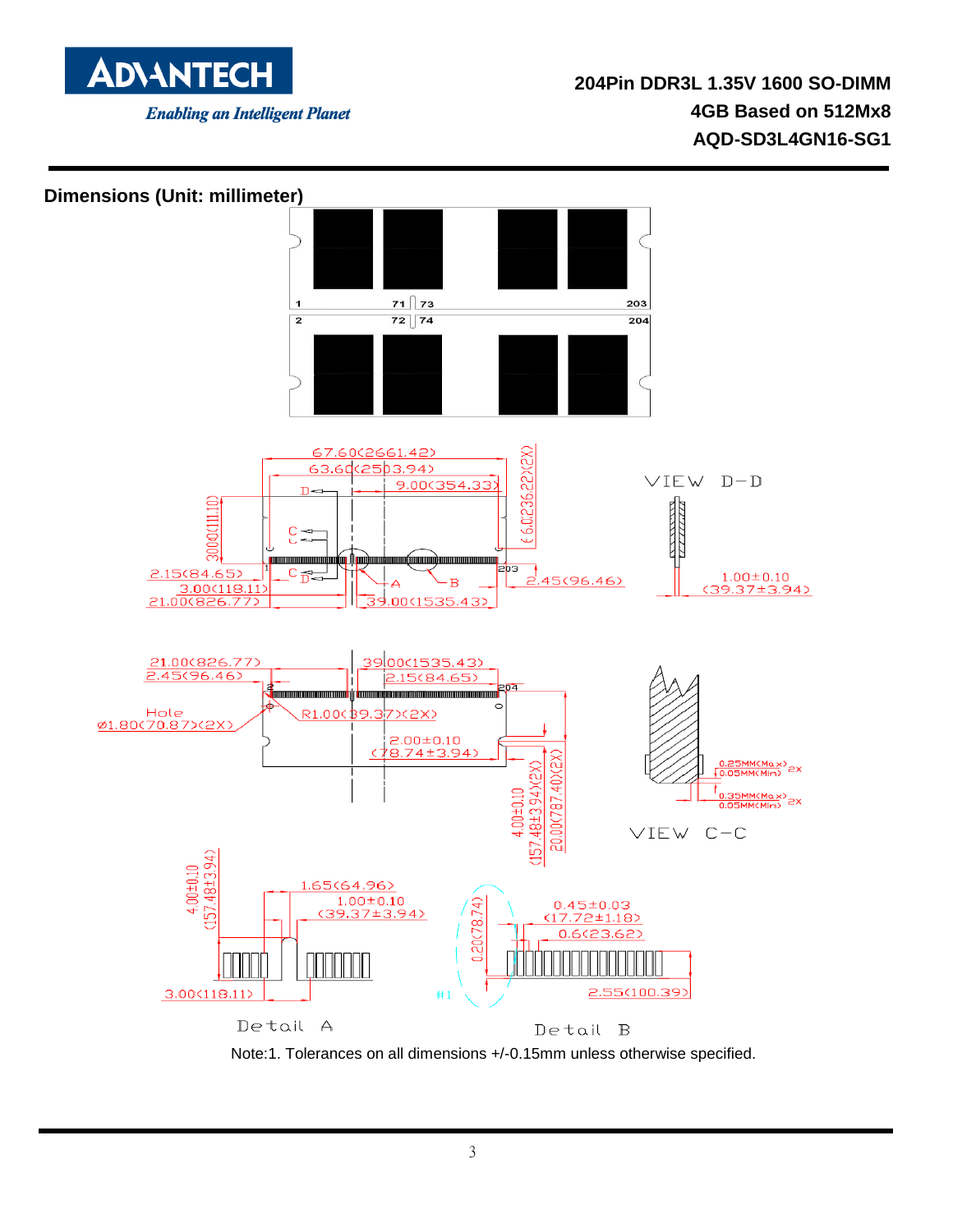## Dimensions (Unit: millimeter)

Note:1. Tolerances on all dimensions +/-0.15mm unless otherwise specified.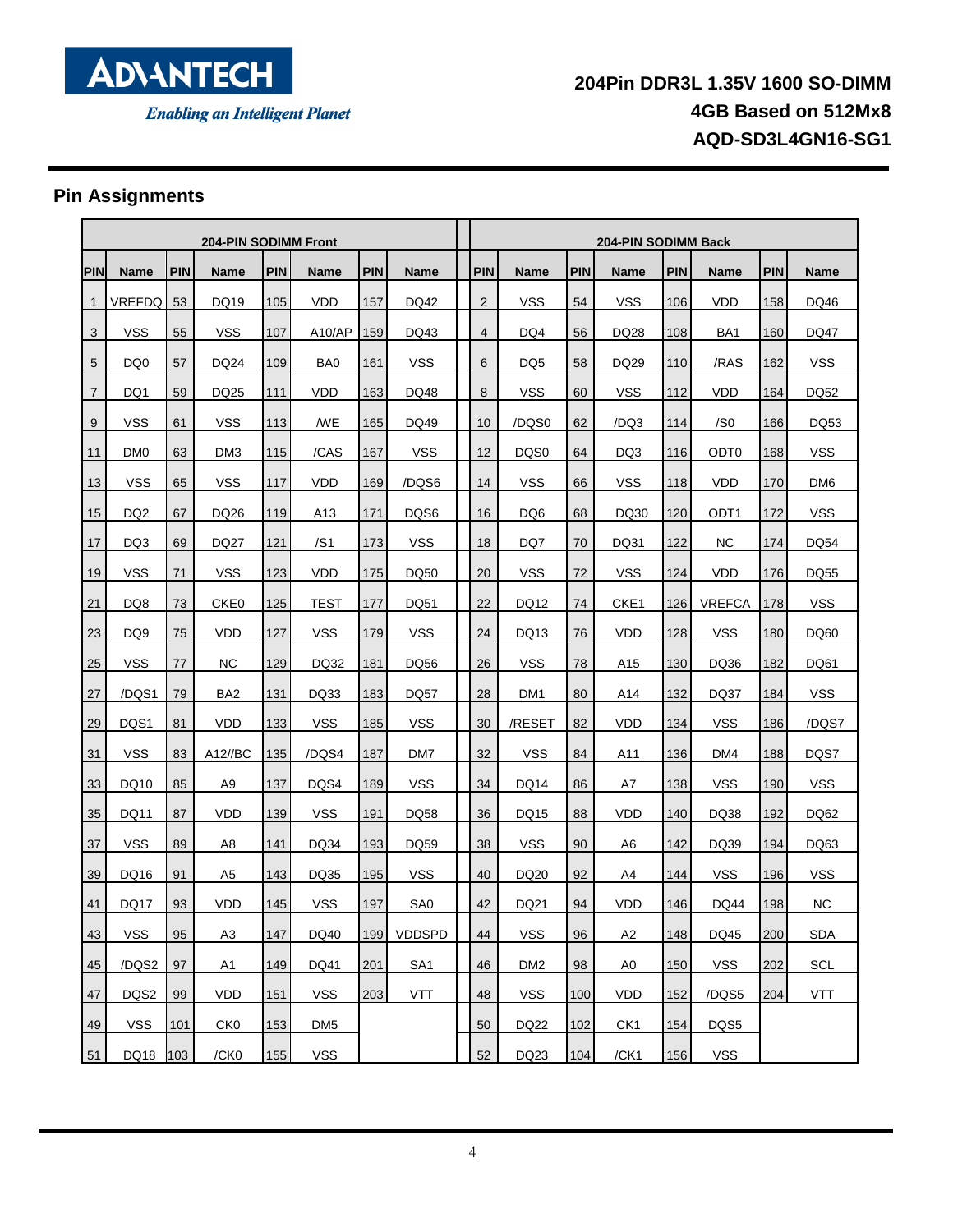## Pin Assignments

| 204-PIN SODIMM Front | | | | | | | | 204-PIN SODIMM Back | | | | | | | |
|---|---|---|---|---|---|---|---|---|---|---|---|---|---|---|---|
| PIN | Name | PIN | Name | PIN | Name | PIN | Name | PIN | Name | PIN | Name | PIN | Name | PIN | Name |
| 1 | VREFDQ | 53 | DQ19 | 105 | VDD | 157 | DQ42 | 2 | VSS | 54 | VSS | 106 | VDD | 158 | DQ46 |
| 3 | VSS | 55 | VSS | 107 | A10/AP | 159 | DQ43 | 4 | DQ4 | 56 | DQ28 | 108 | BA1 | 160 | DQ47 |
| 5 | DQ0 | 57 | DQ24 | 109 | BA0 | 161 | VSS | 6 | DQ5 | 58 | DQ29 | 110 | /RAS | 162 | VSS |
| 7 | DQ1 | 59 | DQ25 | 111 | VDD | 163 | DQ48 | 8 | VSS | 60 | VSS | 112 | VDD | 164 | DQ52 |
| 9 | VSS | 61 | VSS | 113 | /WE | 165 | DQ49 | 10 | /DQS0 | 62 | /DQ3 | 114 | /S0 | 166 | DQ53 |
| 11 | DM0 | 63 | DM3 | 115 | /CAS | 167 | VSS | 12 | DQS0 | 64 | DQ3 | 116 | ODT0 | 168 | VSS |
| 13 | VSS | 65 | VSS | 117 | VDD | 169 | /DQS6 | 14 | VSS | 66 | VSS | 118 | VDD | 170 | DM6 |
| 15 | DQ2 | 67 | DQ26 | 119 | A13 | 171 | DQS6 | 16 | DQ6 | 68 | DQ30 | 120 | ODT1 | 172 | VSS |
| 17 | DQ3 | 69 | DQ27 | 121 | /S1 | 173 | VSS | 18 | DQ7 | 70 | DQ31 | 122 | NC | 174 | DQ54 |
| 19 | VSS | 71 | VSS | 123 | VDD | 175 | DQ50 | 20 | VSS | 72 | VSS | 124 | VDD | 176 | DQ55 |
| 21 | DQ8 | 73 | CKE0 | 125 | TEST | 177 | DQ51 | 22 | DQ12 | 74 | CKE1 | 126 | VREFCA | 178 | VSS |
| 23 | DQ9 | 75 | VDD | 127 | VSS | 179 | VSS | 24 | DQ13 | 76 | VDD | 128 | VSS | 180 | DQ60 |
| 25 | VSS | 77 | NC | 129 | DQ32 | 181 | DQ56 | 26 | VSS | 78 | A15 | 130 | DQ36 | 182 | DQ61 |
| 27 | /DQS1 | 79 | BA2 | 131 | DQ33 | 183 | DQ57 | 28 | DM1 | 80 | A14 | 132 | DQ37 | 184 | VSS |
| 29 | DQS1 | 81 | VDD | 133 | VSS | 185 | VSS | 30 | /RESET | 82 | VDD | 134 | VSS | 186 | /DQS7 |
| 31 | VSS | 83 | A12//BC | 135 | /DQS4 | 187 | DM7 | 32 | VSS | 84 | A11 | 136 | DM4 | 188 | DQS7 |
| 33 | DQ10 | 85 | A9 | 137 | DQS4 | 189 | VSS | 34 | DQ14 | 86 | A7 | 138 | VSS | 190 | VSS |
| 35 | DQ11 | 87 | VDD | 139 | VSS | 191 | DQ58 | 36 | DQ15 | 88 | VDD | 140 | DQ38 | 192 | DQ62 |
| 37 | VSS | 89 | A8 | 141 | DQ34 | 193 | DQ59 | 38 | VSS | 90 | A6 | 142 | DQ39 | 194 | DQ63 |
| 39 | DQ16 | 91 | A5 | 143 | DQ35 | 195 | VSS | 40 | DQ20 | 92 | A4 | 144 | VSS | 196 | VSS |
| 41 | DQ17 | 93 | VDD | 145 | VSS | 197 | SA0 | 42 | DQ21 | 94 | VDD | 146 | DQ44 | 198 | NC |
| 43 | VSS | 95 | A3 | 147 | DQ40 | 199 | VDDSPD | 44 | VSS | 96 | A2 | 148 | DQ45 | 200 | SDA |
| 45 | /DQS2 | 97 | A1 | 149 | DQ41 | 201 | SA1 | 46 | DM2 | 98 | A0 | 150 | VSS | 202 | SCL |
| 47 | DQS2 | 99 | VDD | 151 | VSS | 203 | VTT | 48 | VSS | 100 | VDD | 152 | /DQS5 | 204 | VTT |
| 49 | VSS | 101 | CK0 | 153 | DM5 | | | 50 | DQ22 | 102 | CK1 | 154 | DQS5 | | |
| 51 | DQ18 | 103 | /CK0 | 155 | VSS | | | 52 | DQ23 | 104 | /CK1 | 156 | VSS | | |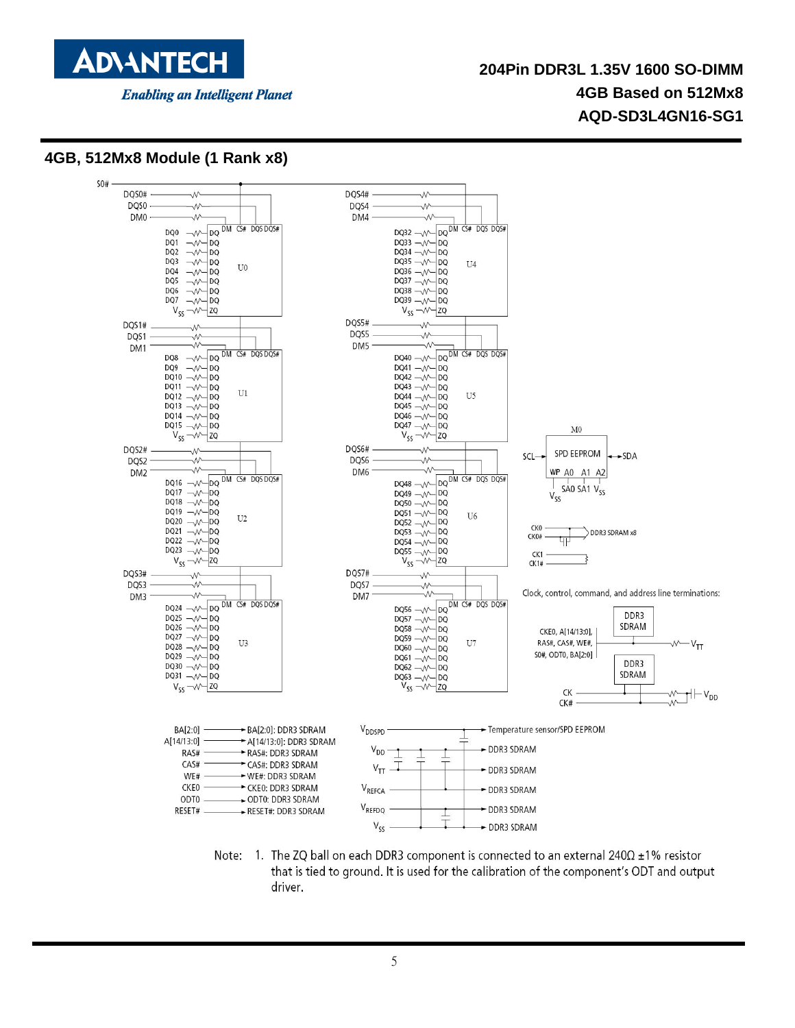## 4GB, 512Mx8 Module (1 Rank x8)

Note: 1. The ZQ ball on each DDR3 component is connected to an external 240Ω ±1% resistor that is tied to ground. It is used for the calibration of the component's ODT and output driver.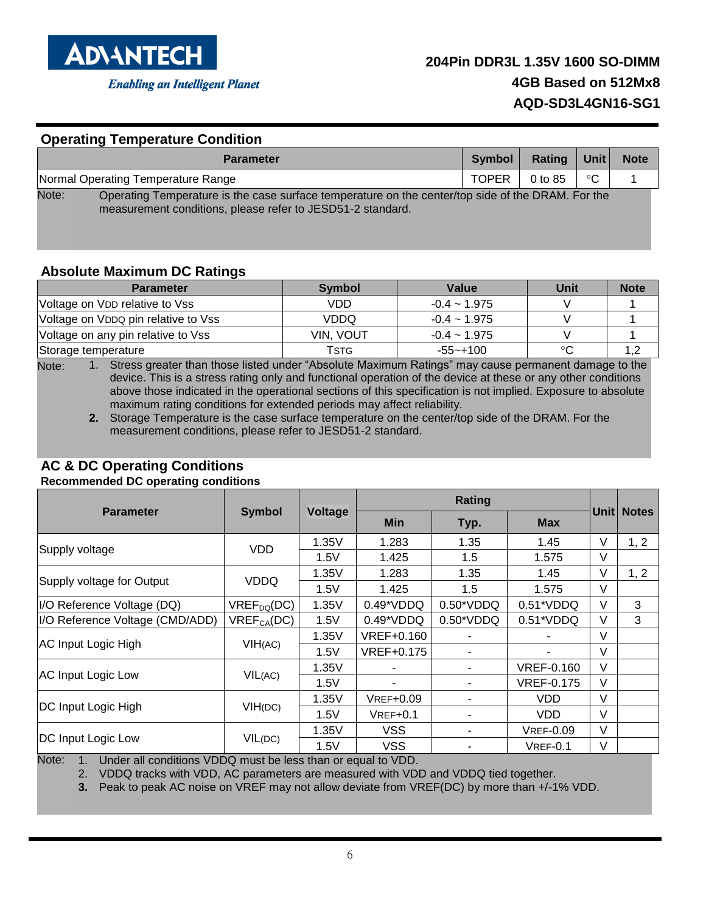## Operating Temperature Condition

| Parameter | Symbol | Rating | Unit | Note |
|---|---|---|---|---|
| Normal Operating Temperature Range | TOPER | 0 to 85 | °C | 1 |

Note: Operating Temperature is the case surface temperature on the center/top side of the DRAM. For the measurement conditions, please refer to JESD51-2 standard.

## Absolute Maximum DC Ratings

| Parameter | Symbol | Value | Unit | Note |
|---|---|---|---|---|
| Voltage on VDD relative to Vss | VDD | -0.4 ~ 1.975 | V | 1 |
| Voltage on VDDQ pin relative to Vss | VDDQ | -0.4 ~ 1.975 | V | 1 |
| Voltage on any pin relative to Vss | VIN, VOUT | -0.4 ~ 1.975 | V | 1 |
| Storage temperature | TSTG | -55~+100 | °C | 1,2 |

Note:
1. Stress greater than those listed under "Absolute Maximum Ratings" may cause permanent damage to the device. This is a stress rating only and functional operation of the device at these or any other conditions above those indicated in the operational sections of this specification is not implied. Exposure to absolute maximum rating conditions for extended periods may affect reliability.
2. Storage Temperature is the case surface temperature on the center/top side of the DRAM. For the measurement conditions, please refer to JESD51-2 standard.

## AC & DC Operating Conditions

**Recommended DC operating conditions**

| Parameter | Symbol | Voltage | Rating | | | Unit | Notes |
|---|---|---|---|---|---|---|---|
| | | | Min | Typ. | Max | | |
| Supply voltage | VDD | 1.35V | 1.283 | 1.35 | 1.45 | V | 1, 2 |
| | | 1.5V | 1.425 | 1.5 | 1.575 | V | |
| Supply voltage for Output | VDDQ | 1.35V | 1.283 | 1.35 | 1.45 | V | 1, 2 |
| | | 1.5V | 1.425 | 1.5 | 1.575 | V | |
| I/O Reference Voltage (DQ) | $VREF_{DQ}$(DC) | 1.35V | 0.49*VDDQ | 0.50*VDDQ | 0.51*VDDQ | V | 3 |
| I/O Reference Voltage (CMD/ADD) | $VREF_{CA}$(DC) | 1.5V | 0.49*VDDQ | 0.50*VDDQ | 0.51*VDDQ | V | 3 |
| AC Input Logic High | VIH(AC) | 1.35V | VREF+0.160 | - | - | V | |
| | | 1.5V | VREF+0.175 | - | - | V | |
| AC Input Logic Low | VIL(AC) | 1.35V | - | - | VREF-0.160 | V | |
| | | 1.5V | - | - | VREF-0.175 | V | |
| DC Input Logic High | VIH(DC) | 1.35V | VREF+0.09 | - | VDD | V | |
| | | 1.5V | VREF+0.1 | - | VDD | V | |
| DC Input Logic Low | VIL(DC) | 1.35V | VSS | - | VREF-0.09 | V | |
| | | 1.5V | VSS | - | VREF-0.1 | V | |

Note:
1. Under all conditions VDDQ must be less than or equal to VDD.
2. VDDQ tracks with VDD, AC parameters are measured with VDD and VDDQ tied together.
3. Peak to peak AC noise on VREF may not allow deviate from VREF(DC) by more than +/-1% VDD.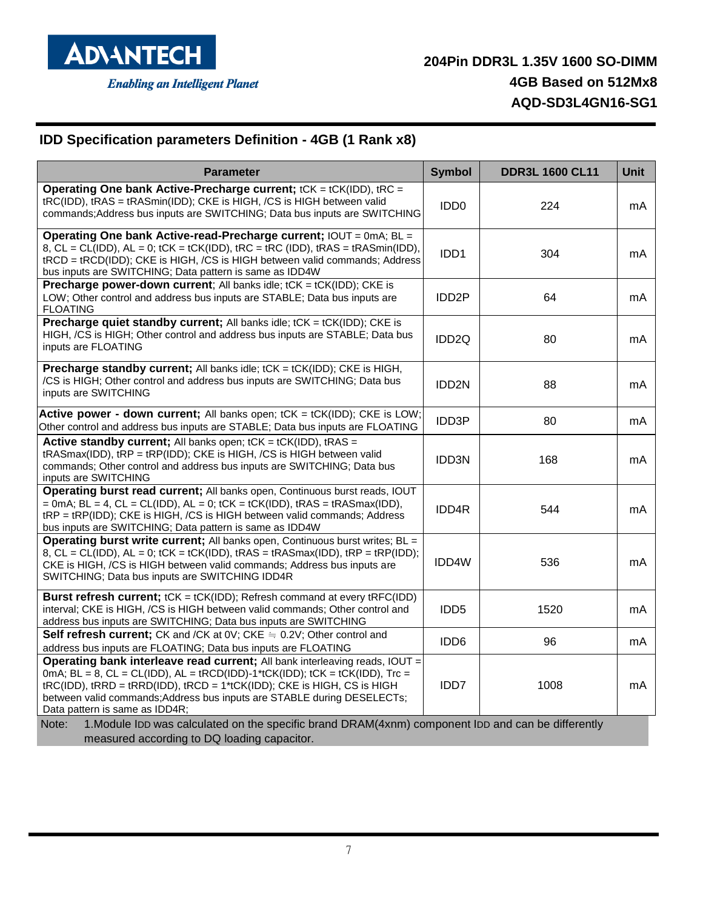## IDD Specification parameters Definition - 4GB (1 Rank x8)

| Parameter | Symbol | DDR3L 1600 CL11 | Unit |
|---|---|---|---|
| **Operating One bank Active-Precharge current;** tCK = tCK(IDD), tRC = tRC(IDD), tRAS = tRASmin(IDD); CKE is HIGH, /CS is HIGH between valid commands;Address bus inputs are SWITCHING; Data bus inputs are SWITCHING | IDD0 | 224 | mA |
| **Operating One bank Active-read-Precharge current;** IOUT = 0mA; BL = 8, CL = CL(IDD), AL = 0; tCK = tCK(IDD), tRC = tRC (IDD), tRAS = tRASmin(IDD), tRCD = tRCD(IDD); CKE is HIGH, /CS is HIGH between valid commands; Address bus inputs are SWITCHING; Data pattern is same as IDD4W | IDD1 | 304 | mA |
| **Precharge power-down current**; All banks idle; tCK = tCK(IDD); CKE is LOW; Other control and address bus inputs are STABLE; Data bus inputs are FLOATING | IDD2P | 64 | mA |
| **Precharge quiet standby current;** All banks idle; tCK = tCK(IDD); CKE is HIGH, /CS is HIGH; Other control and address bus inputs are STABLE; Data bus inputs are FLOATING | IDD2Q | 80 | mA |
| **Precharge standby current;** All banks idle; tCK = tCK(IDD); CKE is HIGH, /CS is HIGH; Other control and address bus inputs are SWITCHING; Data bus inputs are SWITCHING | IDD2N | 88 | mA |
| **Active power - down current;** All banks open; tCK = tCK(IDD); CKE is LOW; Other control and address bus inputs are STABLE; Data bus inputs are FLOATING | IDD3P | 80 | mA |
| **Active standby current;** All banks open; tCK = tCK(IDD), tRAS = tRASmax(IDD), tRP = tRP(IDD); CKE is HIGH, /CS is HIGH between valid commands; Other control and address bus inputs are SWITCHING; Data bus inputs are SWITCHING | IDD3N | 168 | mA |
| **Operating burst read current;** All banks open, Continuous burst reads, IOUT = 0mA; BL = 4, CL = CL(IDD), AL = 0; tCK = tCK(IDD), tRAS = tRASmax(IDD), tRP = tRP(IDD); CKE is HIGH, /CS is HIGH between valid commands; Address bus inputs are SWITCHING; Data pattern is same as IDD4W | IDD4R | 544 | mA |
| **Operating burst write current;** All banks open, Continuous burst writes; BL = 8, CL = CL(IDD), AL = 0; tCK = tCK(IDD), tRAS = tRASmax(IDD), tRP = tRP(IDD); CKE is HIGH, /CS is HIGH between valid commands; Address bus inputs are SWITCHING; Data bus inputs are SWITCHING IDD4R | IDD4W | 536 | mA |
| **Burst refresh current;** tCK = tCK(IDD); Refresh command at every tRFC(IDD) interval; CKE is HIGH, /CS is HIGH between valid commands; Other control and address bus inputs are SWITCHING; Data bus inputs are SWITCHING | IDD5 | 1520 | mA |
| **Self refresh current;** CK and /CK at 0V; CKE ≒ 0.2V; Other control and address bus inputs are FLOATING; Data bus inputs are FLOATING | IDD6 | 96 | mA |
| **Operating bank interleave read current;** All bank interleaving reads, IOUT = 0mA; BL = 8, CL = CL(IDD), AL = tRCD(IDD)-1*tCK(IDD); tCK = tCK(IDD), Trc = tRC(IDD), tRRD = tRRD(IDD), tRCD = 1*tCK(IDD); CKE is HIGH, CS is HIGH between valid commands;Address bus inputs are STABLE during DESELECTs; Data pattern is same as IDD4R; | IDD7 | 1008 | mA |

Note: 1.Module IDD was calculated on the specific brand DRAM(4xnm) component IDD and can be differently measured according to DQ loading capacitor.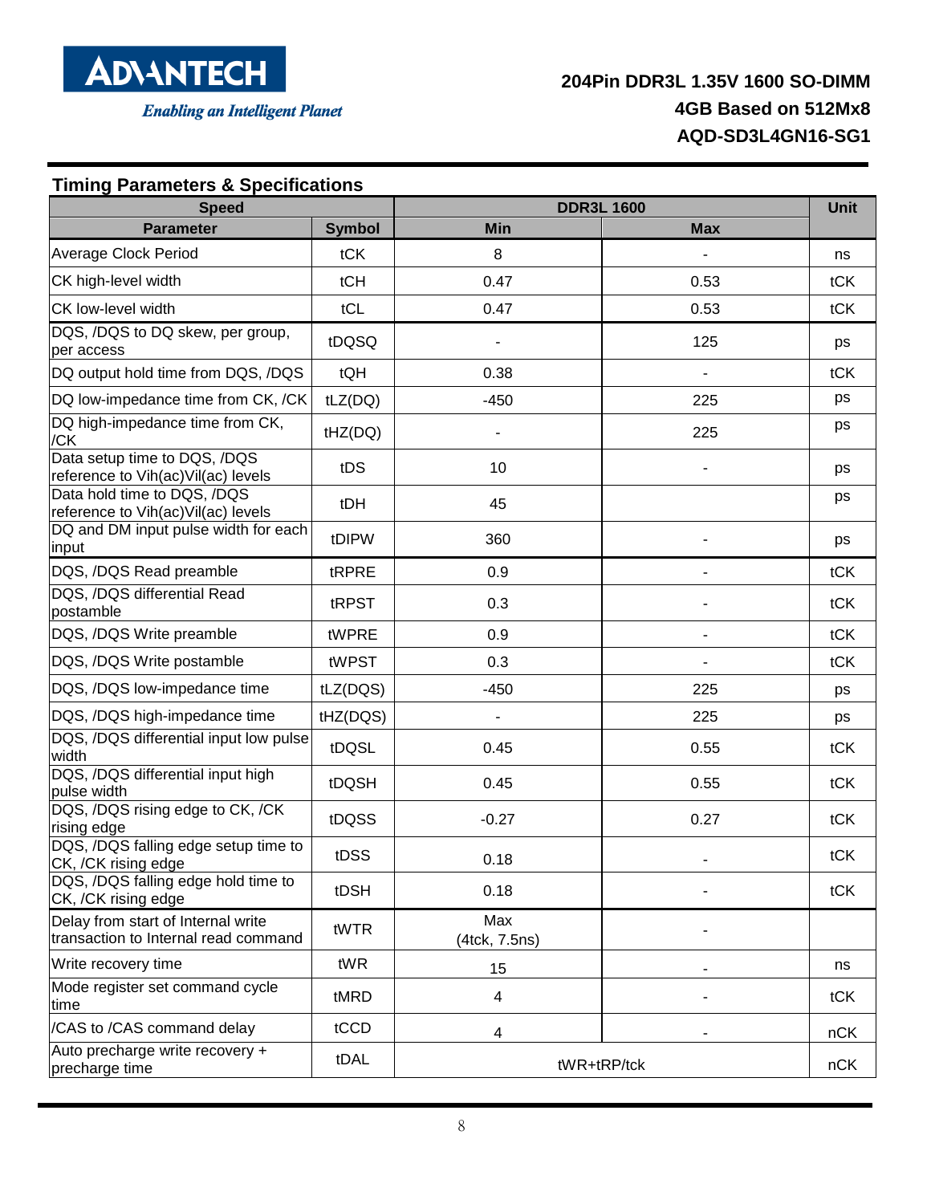## Timing Parameters & Specifications

| Speed | | DDR3L 1600 | | Unit |
|---|---|---|---|---|
| **Parameter** | **Symbol** | **Min** | **Max** | |
| Average Clock Period | tCK | 8 | - | ns |
| CK high-level width | tCH | 0.47 | 0.53 | tCK |
| CK low-level width | tCL | 0.47 | 0.53 | tCK |
| DQS, /DQS to DQ skew, per group, per access | tDQSQ | - | 125 | ps |
| DQ output hold time from DQS, /DQS | tQH | 0.38 | - | tCK |
| DQ low-impedance time from CK, /CK | tLZ(DQ) | -450 | 225 | ps |
| DQ high-impedance time from CK, /CK | tHZ(DQ) | - | 225 | ps |
| Data setup time to DQS, /DQS reference to Vih(ac)Vil(ac) levels | tDS | 10 | - | ps |
| Data hold time to DQS, /DQS reference to Vih(ac)Vil(ac) levels | tDH | 45 | | ps |
| DQ and DM input pulse width for each input | tDIPW | 360 | - | ps |
| DQS, /DQS Read preamble | tRPRE | 0.9 | - | tCK |
| DQS, /DQS differential Read postamble | tRPST | 0.3 | - | tCK |
| DQS, /DQS Write preamble | tWPRE | 0.9 | - | tCK |
| DQS, /DQS Write postamble | tWPST | 0.3 | - | tCK |
| DQS, /DQS low-impedance time | tLZ(DQS) | -450 | 225 | ps |
| DQS, /DQS high-impedance time | tHZ(DQS) | - | 225 | ps |
| DQS, /DQS differential input low pulse width | tDQSL | 0.45 | 0.55 | tCK |
| DQS, /DQS differential input high pulse width | tDQSH | 0.45 | 0.55 | tCK |
| DQS, /DQS rising edge to CK, /CK rising edge | tDQSS | -0.27 | 0.27 | tCK |
| DQS, /DQS falling edge setup time to CK, /CK rising edge | tDSS | 0.18 | - | tCK |
| DQS, /DQS falling edge hold time to CK, /CK rising edge | tDSH | 0.18 | - | tCK |
| Delay from start of Internal write transaction to Internal read command | tWTR | Max (4tck, 7.5ns) | - | |
| Write recovery time | tWR | 15 | - | ns |
| Mode register set command cycle time | tMRD | 4 | - | tCK |
| /CAS to /CAS command delay | tCCD | 4 | - | nCK |
| Auto precharge write recovery + precharge time | tDAL | tWR+tRP/tck | | nCK |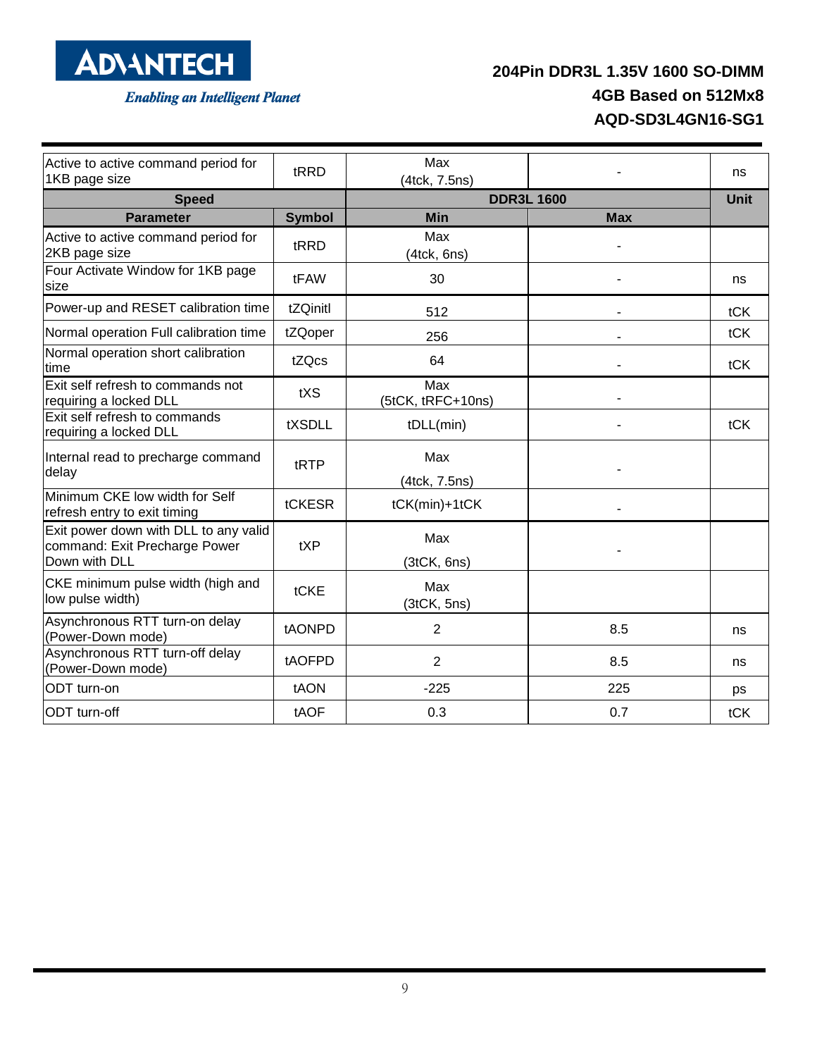| Active to active command period for 1KB page size | tRRD | Max (4tck, 7.5ns) | - | ns |
|---|---|---|---|---|
| **Speed** | | **DDR3L 1600** | | **Unit** |
| **Parameter** | **Symbol** | **Min** | **Max** | |
| Active to active command period for 2KB page size | tRRD | Max (4tck, 6ns) | - | |
| Four Activate Window for 1KB page size | tFAW | 30 | - | ns |
| Power-up and RESET calibration time | tZQinitl | 512 | - | tCK |
| Normal operation Full calibration time | tZQoper | 256 | - | tCK |
| Normal operation short calibration time | tZQcs | 64 | - | tCK |
| Exit self refresh to commands not requiring a locked DLL | tXS | Max (5tCK, tRFC+10ns) | - | |
| Exit self refresh to commands requiring a locked DLL | tXSDLL | tDLL(min) | - | tCK |
| Internal read to precharge command delay | tRTP | Max (4tck, 7.5ns) | - | |
| Minimum CKE low width for Self refresh entry to exit timing | tCKESR | tCK(min)+1tCK | - | |
| Exit power down with DLL to any valid command: Exit Precharge Power Down with DLL | tXP | Max (3tCK, 6ns) | - | |
| CKE minimum pulse width (high and low pulse width) | tCKE | Max (3tCK, 5ns) | | |
| Asynchronous RTT turn-on delay (Power-Down mode) | tAONPD | 2 | 8.5 | ns |
| Asynchronous RTT turn-off delay (Power-Down mode) | tAOFPD | 2 | 8.5 | ns |
| ODT turn-on | tAON | -225 | 225 | ps |
| ODT turn-off | tAOF | 0.3 | 0.7 | tCK |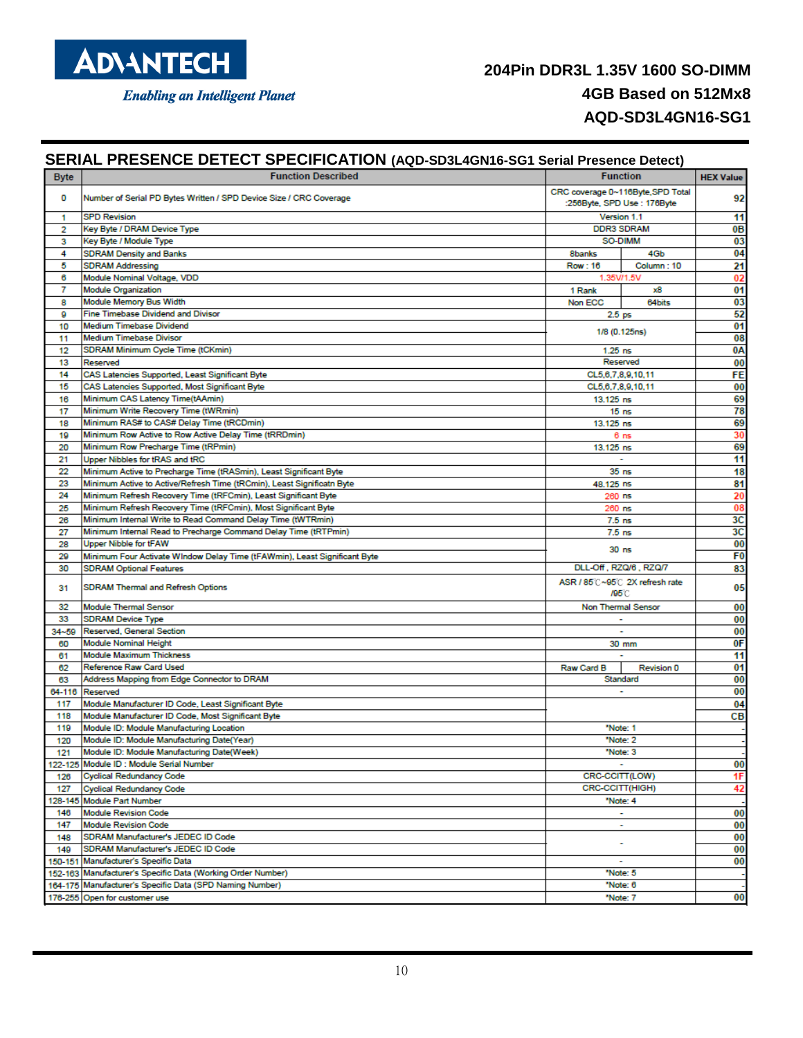**ADVANTECH**

*Enabling an Intelligent Planet*

**204Pin DDR3L 1.35V 1600 SO-DIMM**
**4GB Based on 512Mx8**
**AQD-SD3L4GN16-SG1**

## SERIAL PRESENCE DETECT SPECIFICATION (AQD-SD3L4GN16-SG1 Serial Presence Detect)

| Byte | Function Described | Function | | HEX Value |
|---|---|---|---|---|
| 0 | Number of Serial PD Bytes Written / SPD Device Size / CRC Coverage | CRC coverage 0~116Byte,SPD Total :256Byte, SPD Use : 176Byte | | 92 |
| 1 | SPD Revision | Version 1.1 | | 11 |
| 2 | Key Byte / DRAM Device Type | DDR3 SDRAM | | 0B |
| 3 | Key Byte / Module Type | SO-DIMM | | 03 |
| 4 | SDRAM Density and Banks | 8banks | 4Gb | 04 |
| 5 | SDRAM Addressing | Row : 16 | Column : 10 | 21 |
| 6 | Module Nominal Voltage, VDD | 1.35V/1.5V | | 02 |
| 7 | Module Organization | 1 Rank | x8 | 01 |
| 8 | Module Memory Bus Width | Non ECC | 64bits | 03 |
| 9 | Fine Timebase Dividend and Divisor | 2.5 ps | | 52 |
| 10 | Medium Timebase Dividend | 1/8 (0.125ns) | | 01 |
| 11 | Medium Timebase Divisor | | | 08 |
| 12 | SDRAM Minimum Cycle Time (tCKmin) | 1.25 ns | | 0A |
| 13 | Reserved | Reserved | | 00 |
| 14 | CAS Latencies Supported, Least Significant Byte | CL5,6,7,8,9,10,11 | | FE |
| 15 | CAS Latencies Supported, Most Significant Byte | CL5,6,7,8,9,10,11 | | 00 |
| 16 | Minimum CAS Latency Time(tAAmin) | 13.125 ns | | 69 |
| 17 | Minimum Write Recovery Time (tWRmin) | 15 ns | | 78 |
| 18 | Minimum RAS# to CAS# Delay Time (tRCDmin) | 13.125 ns | | 69 |
| 19 | Minimum Row Active to Row Active Delay Time (tRRDmin) | 6 ns | | 30 |
| 20 | Minimum Row Precharge Time (tRPmin) | 13.125 ns | | 69 |
| 21 | Upper Nibbles for tRAS and tRC | - | | 11 |
| 22 | Minimum Active to Precharge Time (tRASmin), Least Significant Byte | 35 ns | | 18 |
| 23 | Minimum Active to Active/Refresh Time (tRCmin), Least Significatn Byte | 48.125 ns | | 81 |
| 24 | Minimum Refresh Recovery Time (tRFCmin), Least Significant Byte | 260 ns | | 20 |
| 25 | Minimum Refresh Recovery Time (tRFCmin), Most Significant Byte | 260 ns | | 08 |
| 26 | Minimum Internal Write to Read Command Delay Time (tWTRmin) | 7.5 ns | | 3C |
| 27 | Minimum Internal Read to Precharge Command Delay Time (tRTPmin) | 7.5 ns | | 3C |
| 28 | Upper Nibble for tFAW | 30 ns | | 00 |
| 29 | Minimum Four Activate WIndow Delay Time (tFAWmin), Least Significant Byte | | | F0 |
| 30 | SDRAM Optional Features | DLL-Off , RZQ/6 , RZQ/7 | | 83 |
| 31 | SDRAM Thermal and Refresh Options | ASR / 85℃~95℃ 2X refresh rate /95℃ | | 05 |
| 32 | Module Thermal Sensor | Non Thermal Sensor | | 00 |
| 33 | SDRAM Device Type | - | | 00 |
| 34~59 | Reserved, General Section | - | | 00 |
| 60 | Module Nominal Height | 30 mm | | 0F |
| 61 | Module Maximum Thickness | - | | 11 |
| 62 | Reference Raw Card Used | Raw Card B | Revision 0 | 01 |
| 63 | Address Mapping from Edge Connector to DRAM | Standard | | 00 |
| 64-116 | Reserved | - | | 00 |
| 117 | Module Manufacturer ID Code, Least Significant Byte | | | 04 |
| 118 | Module Manufacturer ID Code, Most Significant Byte | | | CB |
| 119 | Module ID: Module Manufacturing Location | *Note: 1 | | - |
| 120 | Module ID: Module Manufacturing Date(Year) | *Note: 2 | | - |
| 121 | Module ID: Module Manufacturing Date(Week) | *Note: 3 | | - |
| 122-125 | Module ID : Module Serial Number | - | | 00 |
| 126 | Cyclical Redundancy Code | CRC-CCITT(LOW) | | 1F |
| 127 | Cyclical Redundancy Code | CRC-CCITT(HIGH) | | 42 |
| 128-145 | Module Part Number | *Note: 4 | | - |
| 146 | Module Revision Code | - | | 00 |
| 147 | Module Revision Code | - | | 00 |
| 148 | SDRAM Manufacturer's JEDEC ID Code | - | | 00 |
| 149 | SDRAM Manufacturer's JEDEC ID Code | | | 00 |
| 150-151 | Manufacturer's Specific Data | - | | 00 |
| 152-163 | Manufacturer's Specific Data (Working Order Number) | *Note: 5 | | - |
| 164-175 | Manufacturer's Specific Data (SPD Naming Number) | *Note: 6 | | - |
| 176-255 | Open for customer use | *Note: 7 | | 00 |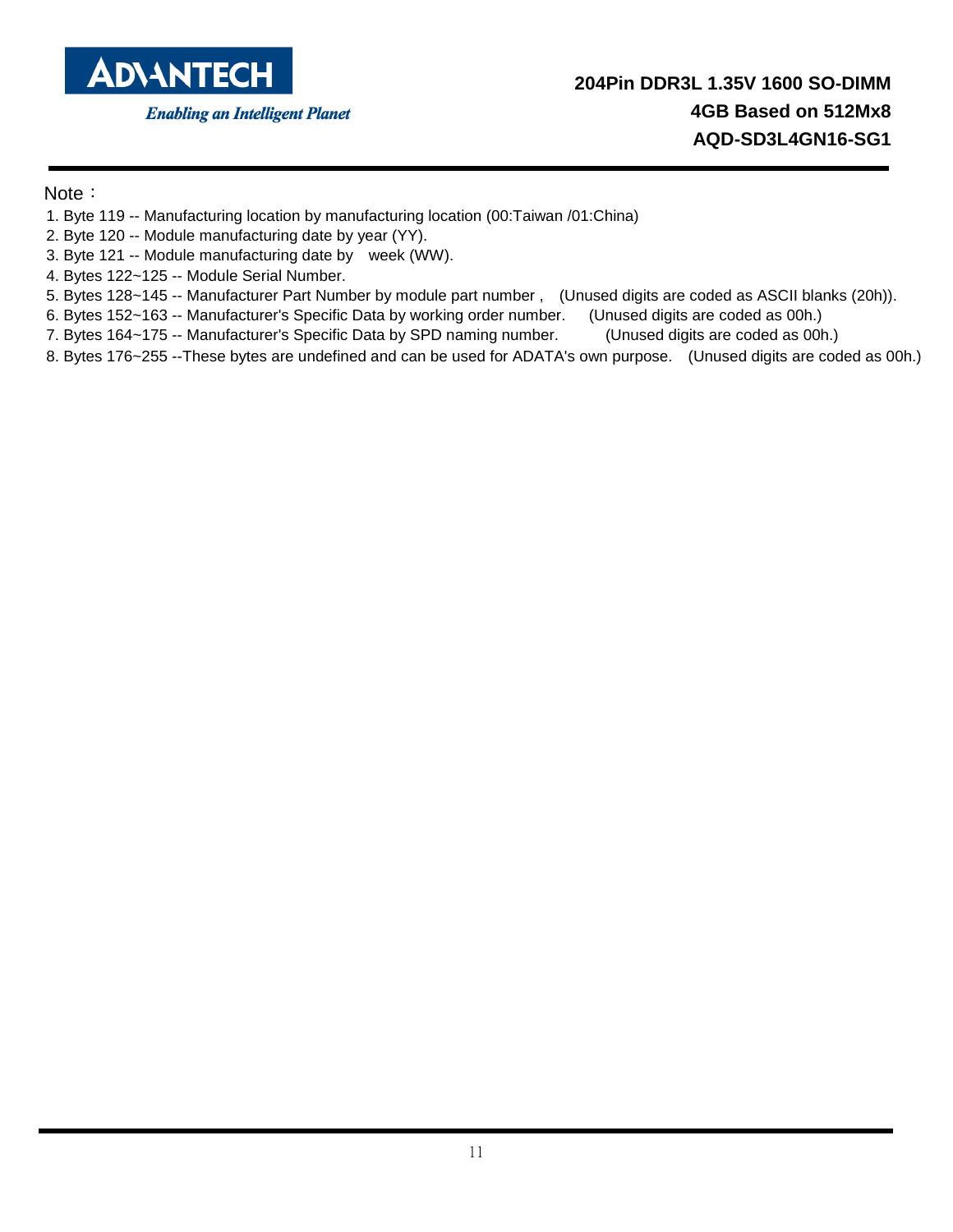Note：

1. Byte 119 -- Manufacturing location by manufacturing location (00:Taiwan /01:China)
2. Byte 120 -- Module manufacturing date by year (YY).
3. Byte 121 -- Module manufacturing date by week (WW).
4. Bytes 122~125 -- Module Serial Number.
5. Bytes 128~145 -- Manufacturer Part Number by module part number , (Unused digits are coded as ASCII blanks (20h)).
6. Bytes 152~163 -- Manufacturer's Specific Data by working order number. (Unused digits are coded as 00h.)
7. Bytes 164~175 -- Manufacturer's Specific Data by SPD naming number. (Unused digits are coded as 00h.)
8. Bytes 176~255 --These bytes are undefined and can be used for ADATA's own purpose. (Unused digits are coded as 00h.)